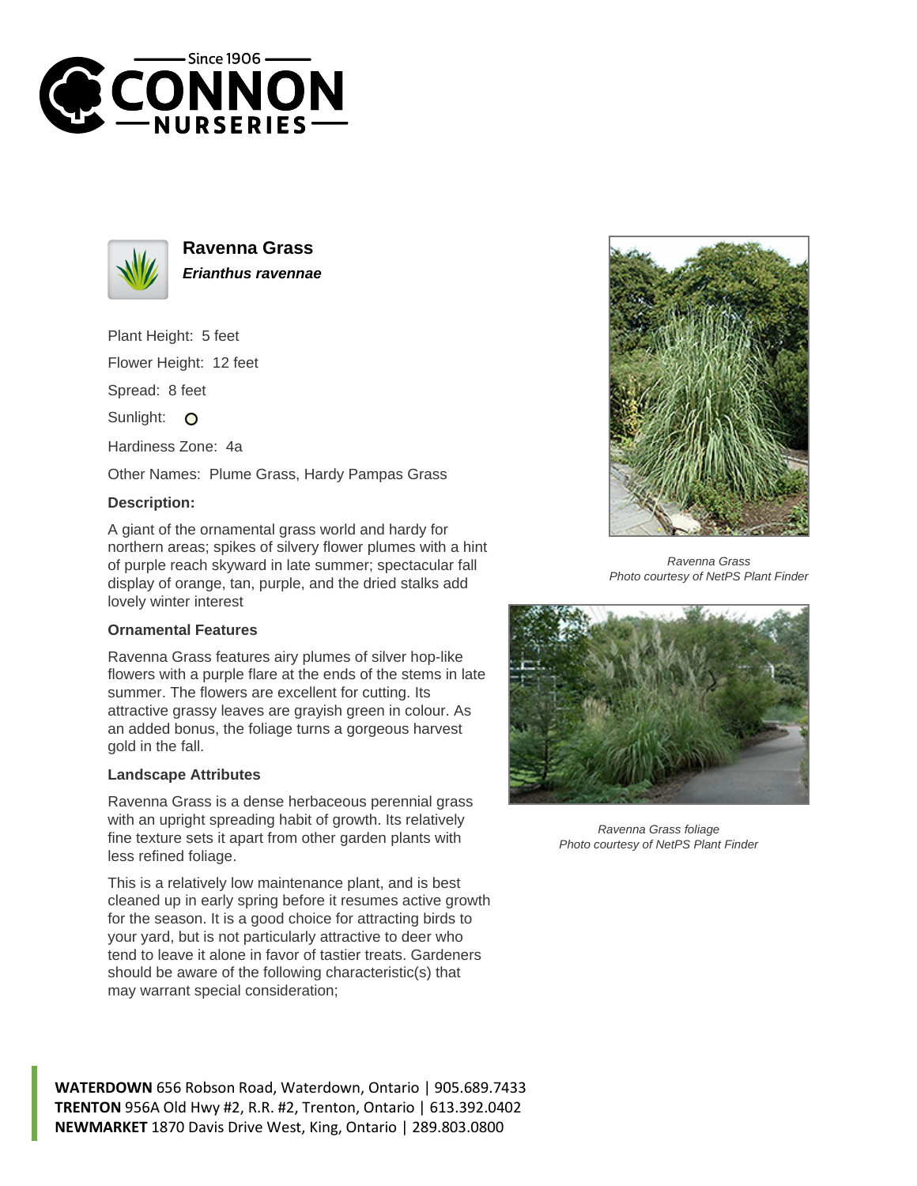# Ravenna Grass

***Erianthus ravennae***

Plant Height: 5 feet

Flower Height: 12 feet

Spread: 8 feet

Sunlight: ○

Hardiness Zone: 4a

Other Names: Plume Grass, Hardy Pampas Grass

### Description:

A giant of the ornamental grass world and hardy for northern areas; spikes of silvery flower plumes with a hint of purple reach skyward in late summer; spectacular fall display of orange, tan, purple, and the dried stalks add lovely winter interest

### Ornamental Features

Ravenna Grass features airy plumes of silver hop-like flowers with a purple flare at the ends of the stems in late summer. The flowers are excellent for cutting. Its attractive grassy leaves are grayish green in colour. As an added bonus, the foliage turns a gorgeous harvest gold in the fall.

### Landscape Attributes

Ravenna Grass is a dense herbaceous perennial grass with an upright spreading habit of growth. Its relatively fine texture sets it apart from other garden plants with less refined foliage.

This is a relatively low maintenance plant, and is best cleaned up in early spring before it resumes active growth for the season. It is a good choice for attracting birds to your yard, but is not particularly attractive to deer who tend to leave it alone in favor of tastier treats. Gardeners should be aware of the following characteristic(s) that may warrant special consideration;

*Ravenna Grass*
*Photo courtesy of NetPS Plant Finder*

*Ravenna Grass foliage*
*Photo courtesy of NetPS Plant Finder*

**WATERDOWN** 656 Robson Road, Waterdown, Ontario | 905.689.7433
**TRENTON** 956A Old Hwy #2, R.R. #2, Trenton, Ontario | 613.392.0402
**NEWMARKET** 1870 Davis Drive West, King, Ontario | 289.803.0800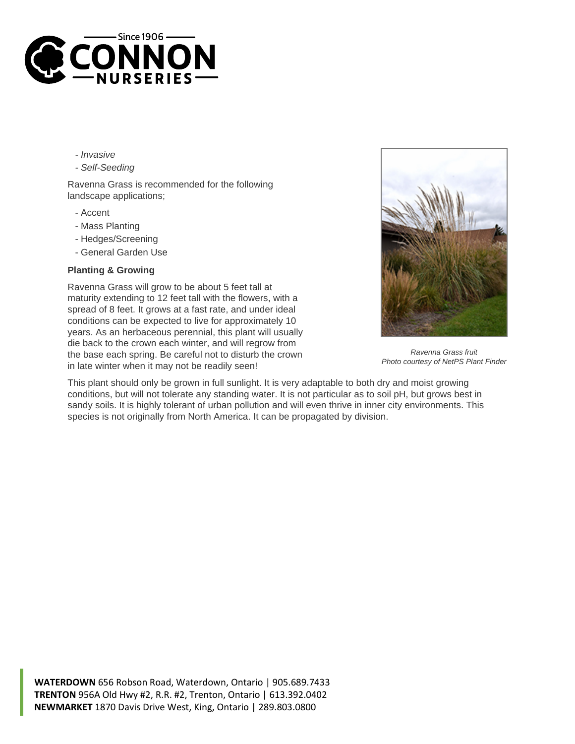- *Invasive*
- *Self-Seeding*

Ravenna Grass is recommended for the following landscape applications;

- Accent
- Mass Planting
- Hedges/Screening
- General Garden Use

**Planting & Growing**

Ravenna Grass will grow to be about 5 feet tall at maturity extending to 12 feet tall with the flowers, with a spread of 8 feet. It grows at a fast rate, and under ideal conditions can be expected to live for approximately 10 years. As an herbaceous perennial, this plant will usually die back to the crown each winter, and will regrow from the base each spring. Be careful not to disturb the crown in late winter when it may not be readily seen!

*Ravenna Grass fruit*
*Photo courtesy of NetPS Plant Finder*

This plant should only be grown in full sunlight. It is very adaptable to both dry and moist growing conditions, but will not tolerate any standing water. It is not particular as to soil pH, but grows best in sandy soils. It is highly tolerant of urban pollution and will even thrive in inner city environments. This species is not originally from North America. It can be propagated by division.